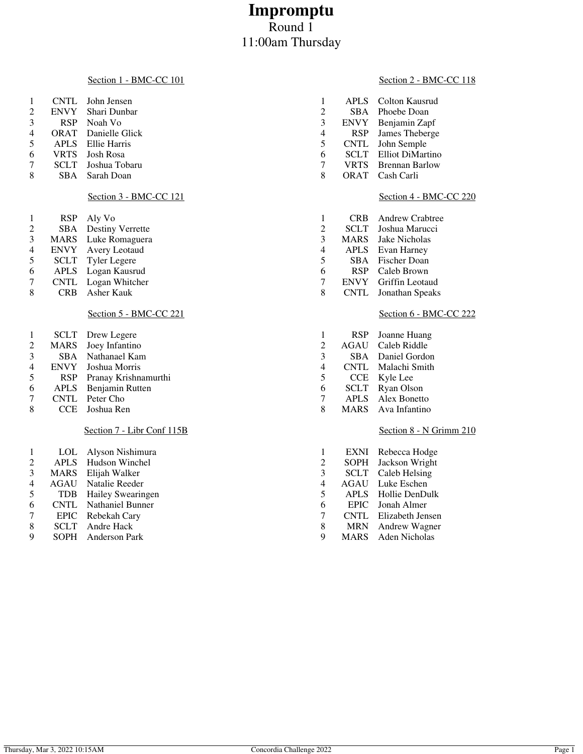# Impromptu

Round 1

11:00am Thursday

### Section 1 - BMC-CC 101

| | | |
|---|---|---|
| 1 | CNTL | John Jensen |
| 2 | ENVY | Shari Dunbar |
| 3 | RSP | Noah Vo |
| 4 | ORAT | Danielle Glick |
| 5 | APLS | Ellie Harris |
| 6 | VRTS | Josh Rosa |
| 7 | SCLT | Joshua Tobaru |
| 8 | SBA | Sarah Doan |

### Section 2 - BMC-CC 118

| | | |
|---|---|---|
| 1 | APLS | Colton Kausrud |
| 2 | SBA | Phoebe Doan |
| 3 | ENVY | Benjamin Zapf |
| 4 | RSP | James Theberge |
| 5 | CNTL | John Semple |
| 6 | SCLT | Elliot DiMartino |
| 7 | VRTS | Brennan Barlow |
| 8 | ORAT | Cash Carli |

### Section 3 - BMC-CC 121

| | | |
|---|---|---|
| 1 | RSP | Aly Vo |
| 2 | SBA | Destiny Verrette |
| 3 | MARS | Luke Romaguera |
| 4 | ENVY | Avery Leotaud |
| 5 | SCLT | Tyler Legere |
| 6 | APLS | Logan Kausrud |
| 7 | CNTL | Logan Whitcher |
| 8 | CRB | Asher Kauk |

### Section 4 - BMC-CC 220

| | | |
|---|---|---|
| 1 | CRB | Andrew Crabtree |
| 2 | SCLT | Joshua Marucci |
| 3 | MARS | Jake Nicholas |
| 4 | APLS | Evan Harney |
| 5 | SBA | Fischer Doan |
| 6 | RSP | Caleb Brown |
| 7 | ENVY | Griffin Leotaud |
| 8 | CNTL | Jonathan Speaks |

### Section 5 - BMC-CC 221

| | | |
|---|---|---|
| 1 | SCLT | Drew Legere |
| 2 | MARS | Joey Infantino |
| 3 | SBA | Nathanael Kam |
| 4 | ENVY | Joshua Morris |
| 5 | RSP | Pranay Krishnamurthi |
| 6 | APLS | Benjamin Rutten |
| 7 | CNTL | Peter Cho |
| 8 | CCE | Joshua Ren |

### Section 6 - BMC-CC 222

| | | |
|---|---|---|
| 1 | RSP | Joanne Huang |
| 2 | AGAU | Caleb Riddle |
| 3 | SBA | Daniel Gordon |
| 4 | CNTL | Malachi Smith |
| 5 | CCE | Kyle Lee |
| 6 | SCLT | Ryan Olson |
| 7 | APLS | Alex Bonetto |
| 8 | MARS | Ava Infantino |

### Section 7 - Libr Conf 115B

| | | |
|---|---|---|
| 1 | LOL | Alyson Nishimura |
| 2 | APLS | Hudson Winchel |
| 3 | MARS | Elijah Walker |
| 4 | AGAU | Natalie Reeder |
| 5 | TDB | Hailey Swearingen |
| 6 | CNTL | Nathaniel Bunner |
| 7 | EPIC | Rebekah Cary |
| 8 | SCLT | Andre Hack |
| 9 | SOPH | Anderson Park |

### Section 8 - N Grimm 210

| | | |
|---|---|---|
| 1 | EXNI | Rebecca Hodge |
| 2 | SOPH | Jackson Wright |
| 3 | SCLT | Caleb Helsing |
| 4 | AGAU | Luke Eschen |
| 5 | APLS | Hollie DenDulk |
| 6 | EPIC | Jonah Almer |
| 7 | CNTL | Elizabeth Jensen |
| 8 | MRN | Andrew Wagner |
| 9 | MARS | Aden Nicholas |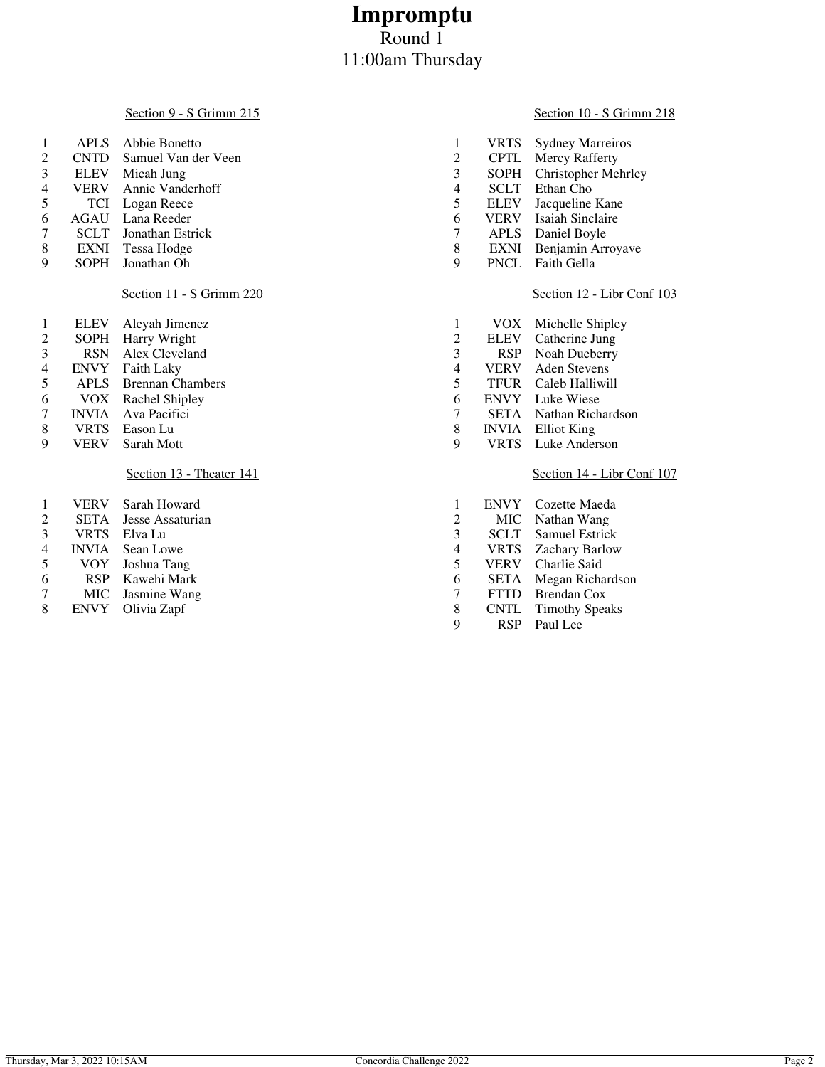# Impromptu

Round 1

11:00am Thursday

### Section 9 - S Grimm 215

| | | |
|---|---|---|
| 1 | APLS | Abbie Bonetto |
| 2 | CNTD | Samuel Van der Veen |
| 3 | ELEV | Micah Jung |
| 4 | VERV | Annie Vanderhoff |
| 5 | TCI | Logan Reece |
| 6 | AGAU | Lana Reeder |
| 7 | SCLT | Jonathan Estrick |
| 8 | EXNI | Tessa Hodge |
| 9 | SOPH | Jonathan Oh |

### Section 10 - S Grimm 218

| | | |
|---|---|---|
| 1 | VRTS | Sydney Marreiros |
| 2 | CPTL | Mercy Rafferty |
| 3 | SOPH | Christopher Mehrley |
| 4 | SCLT | Ethan Cho |
| 5 | ELEV | Jacqueline Kane |
| 6 | VERV | Isaiah Sinclaire |
| 7 | APLS | Daniel Boyle |
| 8 | EXNI | Benjamin Arroyave |
| 9 | PNCL | Faith Gella |

### Section 11 - S Grimm 220

| | | |
|---|---|---|
| 1 | ELEV | Aleyah Jimenez |
| 2 | SOPH | Harry Wright |
| 3 | RSN | Alex Cleveland |
| 4 | ENVY | Faith Laky |
| 5 | APLS | Brennan Chambers |
| 6 | VOX | Rachel Shipley |
| 7 | INVIA | Ava Pacifici |
| 8 | VRTS | Eason Lu |
| 9 | VERV | Sarah Mott |

### Section 12 - Libr Conf 103

| | | |
|---|---|---|
| 1 | VOX | Michelle Shipley |
| 2 | ELEV | Catherine Jung |
| 3 | RSP | Noah Dueberry |
| 4 | VERV | Aden Stevens |
| 5 | TFUR | Caleb Halliwill |
| 6 | ENVY | Luke Wiese |
| 7 | SETA | Nathan Richardson |
| 8 | INVIA | Elliot King |
| 9 | VRTS | Luke Anderson |

### Section 13 - Theater 141

| | | |
|---|---|---|
| 1 | VERV | Sarah Howard |
| 2 | SETA | Jesse Assaturian |
| 3 | VRTS | Elva Lu |
| 4 | INVIA | Sean Lowe |
| 5 | VOY | Joshua Tang |
| 6 | RSP | Kawehi Mark |
| 7 | MIC | Jasmine Wang |
| 8 | ENVY | Olivia Zapf |

### Section 14 - Libr Conf 107

| | | |
|---|---|---|
| 1 | ENVY | Cozette Maeda |
| 2 | MIC | Nathan Wang |
| 3 | SCLT | Samuel Estrick |
| 4 | VRTS | Zachary Barlow |
| 5 | VERV | Charlie Said |
| 6 | SETA | Megan Richardson |
| 7 | FTTD | Brendan Cox |
| 8 | CNTL | Timothy Speaks |
| 9 | RSP | Paul Lee |